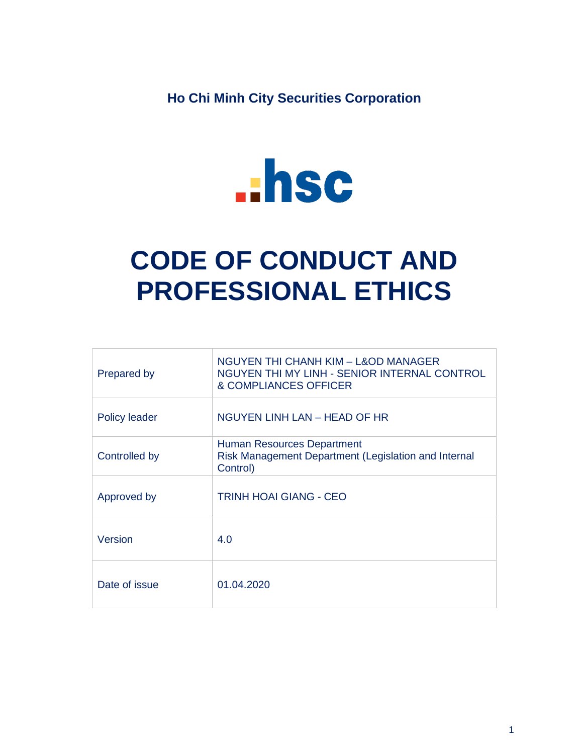**Ho Chi Minh City Securities Corporation**

hsc

# CODE OF CONDUCT AND PROFESSIONAL ETHICS

| | |
|---|---|
| Prepared by | NGUYEN THI CHANH KIM – L&OD MANAGER<br>NGUYEN THI MY LINH - SENIOR INTERNAL CONTROL & COMPLIANCES OFFICER |
| Policy leader | NGUYEN LINH LAN – HEAD OF HR |
| Controlled by | Human Resources Department<br>Risk Management Department (Legislation and Internal Control) |
| Approved by | TRINH HOAI GIANG - CEO |
| Version | 4.0 |
| Date of issue | 01.04.2020 |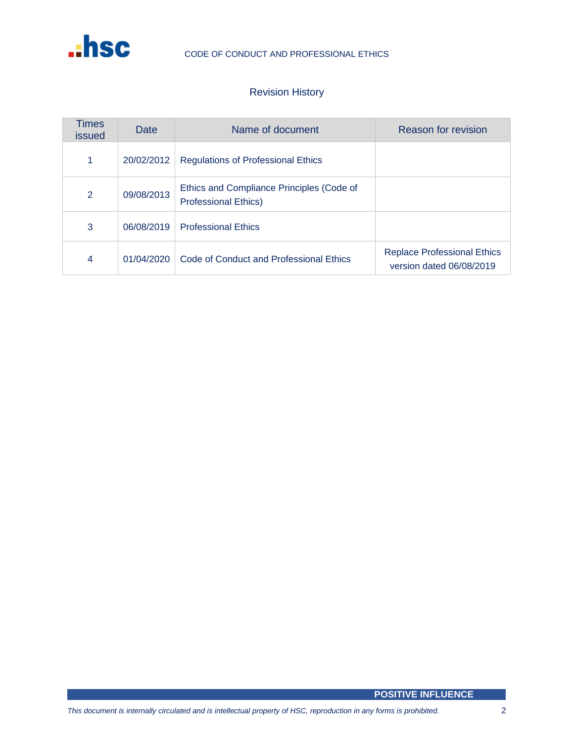## Revision History

| Times issued | Date | Name of document | Reason for revision |
|---|---|---|---|
| 1 | 20/02/2012 | Regulations of Professional Ethics | |
| 2 | 09/08/2013 | Ethics and Compliance Principles (Code of Professional Ethics) | |
| 3 | 06/08/2019 | Professional Ethics | |
| 4 | 01/04/2020 | Code of Conduct and Professional Ethics | Replace Professional Ethics version dated 06/08/2019 |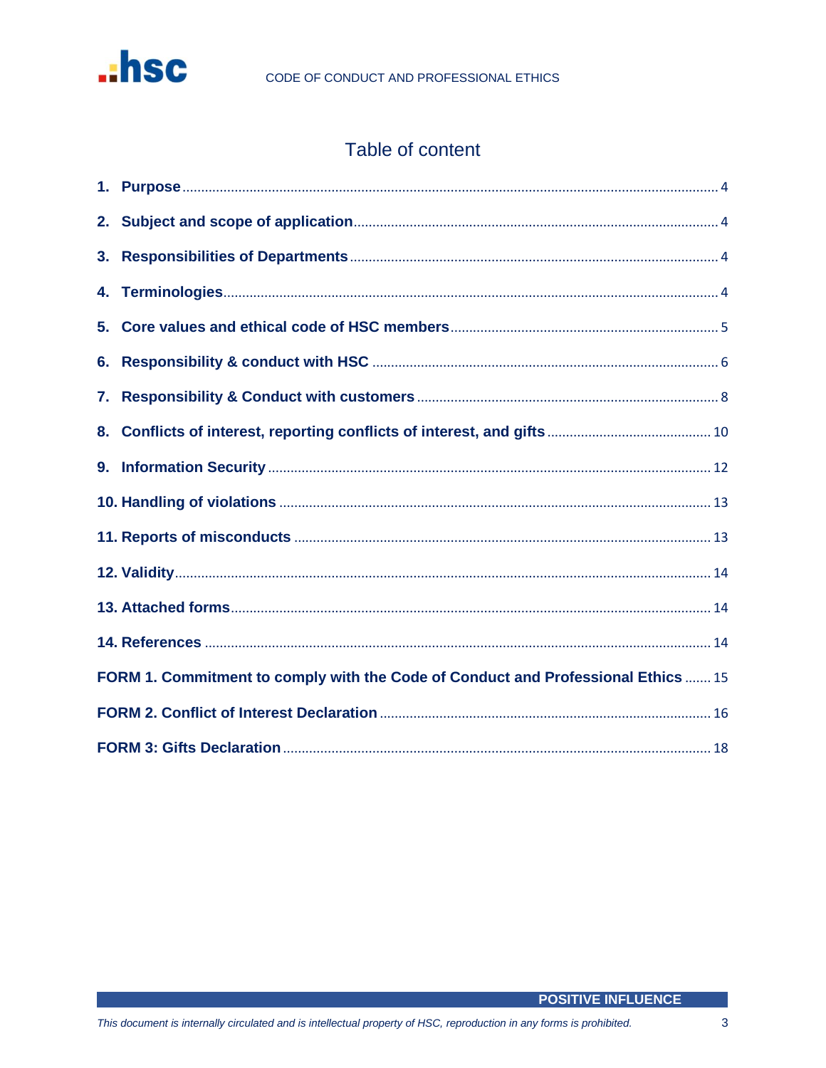# Table of content

| | |
|---|---|
| **1. Purpose** | 4 |
| **2. Subject and scope of application** | 4 |
| **3. Responsibilities of Departments** | 4 |
| **4. Terminologies** | 4 |
| **5. Core values and ethical code of HSC members** | 5 |
| **6. Responsibility & conduct with HSC** | 6 |
| **7. Responsibility & Conduct with customers** | 8 |
| **8. Conflicts of interest, reporting conflicts of interest, and gifts** | 10 |
| **9. Information Security** | 12 |
| **10. Handling of violations** | 13 |
| **11. Reports of misconducts** | 13 |
| **12. Validity** | 14 |
| **13. Attached forms** | 14 |
| **14. References** | 14 |
| **FORM 1. Commitment to comply with the Code of Conduct and Professional Ethics** | 15 |
| **FORM 2. Conflict of Interest Declaration** | 16 |
| **FORM 3: Gifts Declaration** | 18 |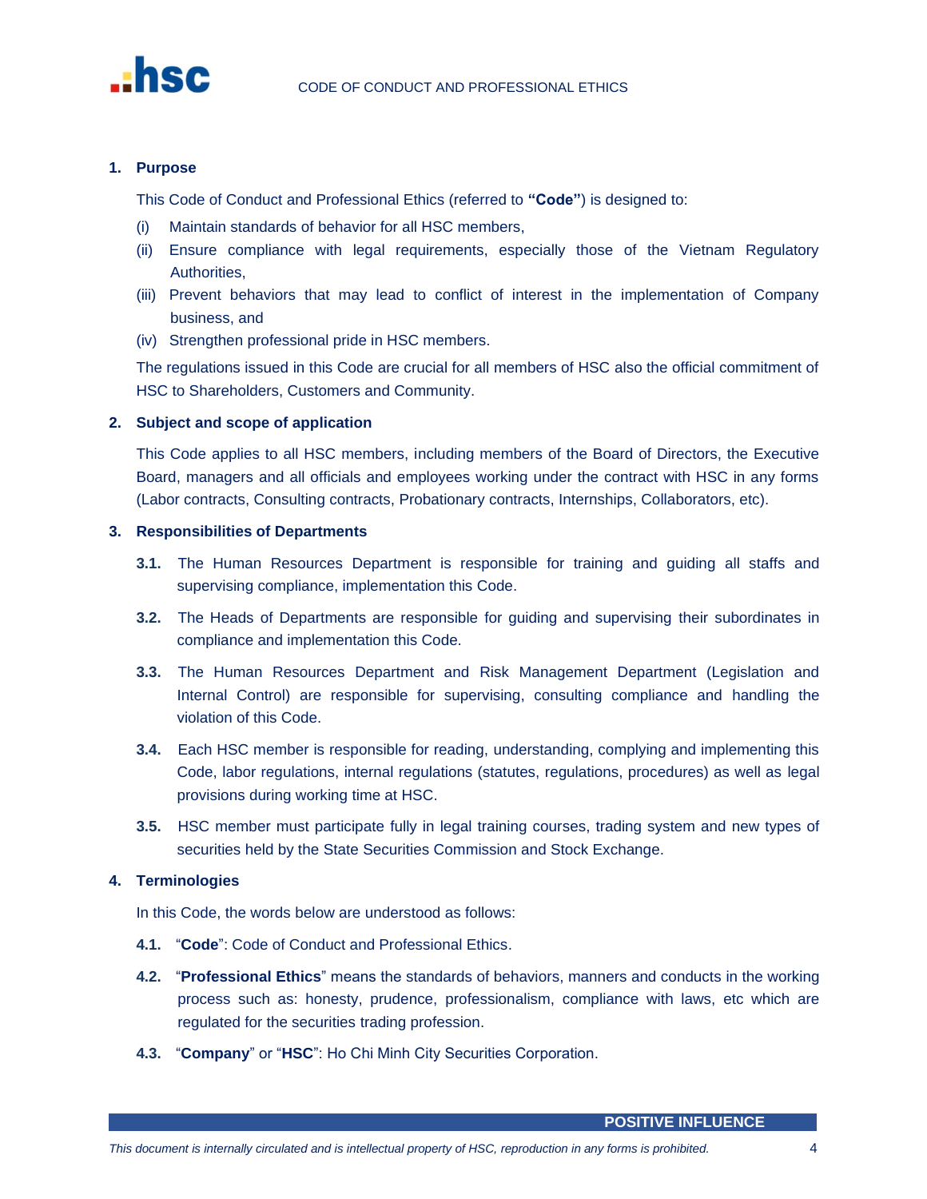## 1. Purpose

This Code of Conduct and Professional Ethics (referred to **"Code"**) is designed to:

(i) Maintain standards of behavior for all HSC members,

(ii) Ensure compliance with legal requirements, especially those of the Vietnam Regulatory Authorities,

(iii) Prevent behaviors that may lead to conflict of interest in the implementation of Company business, and

(iv) Strengthen professional pride in HSC members.

The regulations issued in this Code are crucial for all members of HSC also the official commitment of HSC to Shareholders, Customers and Community.

## 2. Subject and scope of application

This Code applies to all HSC members, including members of the Board of Directors, the Executive Board, managers and all officials and employees working under the contract with HSC in any forms (Labor contracts, Consulting contracts, Probationary contracts, Internships, Collaborators, etc).

## 3. Responsibilities of Departments

**3.1.** The Human Resources Department is responsible for training and guiding all staffs and supervising compliance, implementation this Code.

**3.2.** The Heads of Departments are responsible for guiding and supervising their subordinates in compliance and implementation this Code.

**3.3.** The Human Resources Department and Risk Management Department (Legislation and Internal Control) are responsible for supervising, consulting compliance and handling the violation of this Code.

**3.4.** Each HSC member is responsible for reading, understanding, complying and implementing this Code, labor regulations, internal regulations (statutes, regulations, procedures) as well as legal provisions during working time at HSC.

**3.5.** HSC member must participate fully in legal training courses, trading system and new types of securities held by the State Securities Commission and Stock Exchange.

## 4. Terminologies

In this Code, the words below are understood as follows:

**4.1.** "**Code**": Code of Conduct and Professional Ethics.

**4.2.** "**Professional Ethics**" means the standards of behaviors, manners and conducts in the working process such as: honesty, prudence, professionalism, compliance with laws, etc which are regulated for the securities trading profession.

**4.3.** "**Company**" or "**HSC**": Ho Chi Minh City Securities Corporation.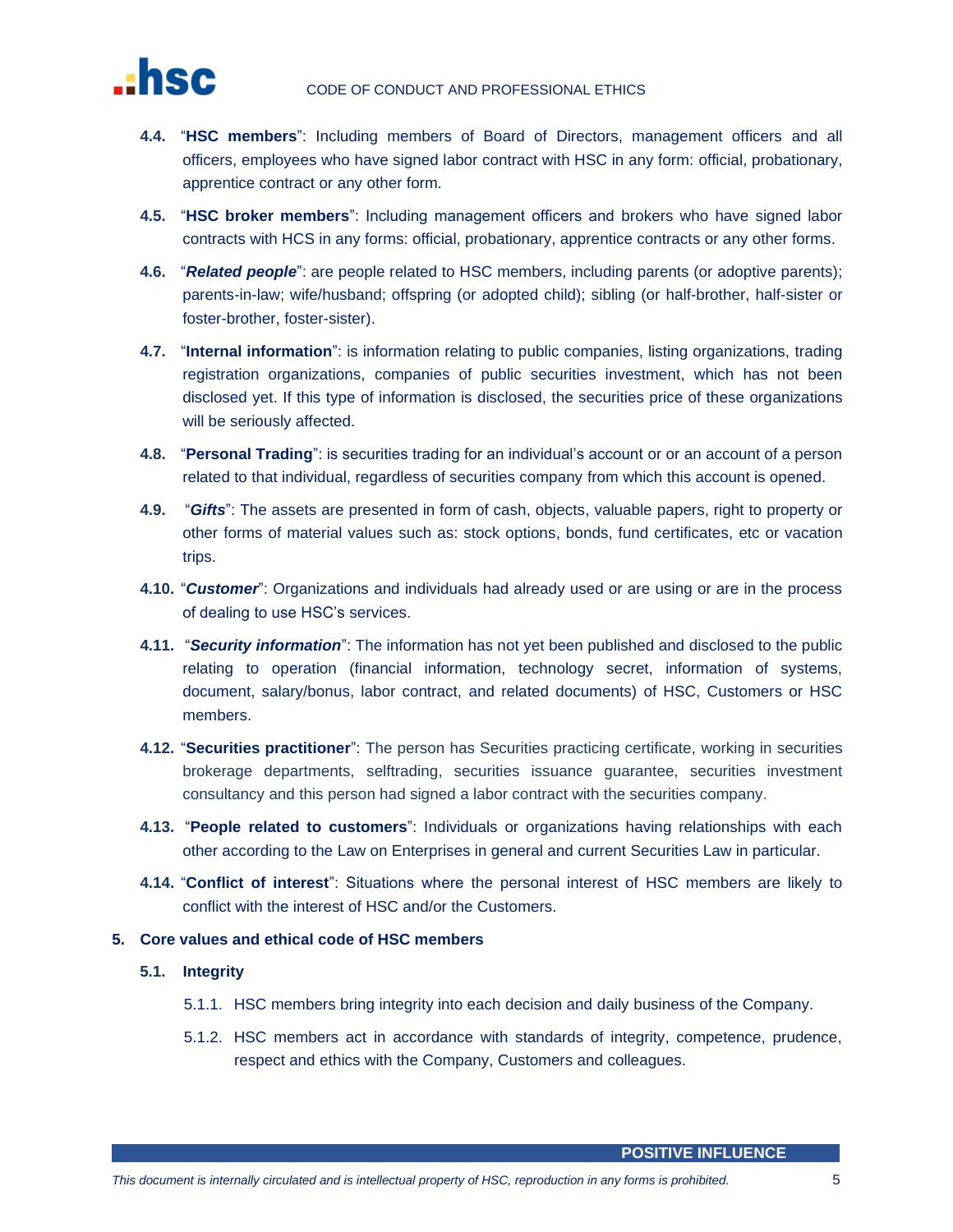4.4. "**HSC members**": Including members of Board of Directors, management officers and all officers, employees who have signed labor contract with HSC in any form: official, probationary, apprentice contract or any other form.

4.5. "**HSC broker members**": Including management officers and brokers who have signed labor contracts with HCS in any forms: official, probationary, apprentice contracts or any other forms.

4.6. "***Related people***": are people related to HSC members, including parents (or adoptive parents); parents-in-law; wife/husband; offspring (or adopted child); sibling (or half-brother, half-sister or foster-brother, foster-sister).

4.7. "**Internal information**": is information relating to public companies, listing organizations, trading registration organizations, companies of public securities investment, which has not been disclosed yet. If this type of information is disclosed, the securities price of these organizations will be seriously affected.

4.8. "**Personal Trading**": is securities trading for an individual's account or or an account of a person related to that individual, regardless of securities company from which this account is opened.

4.9. "***Gifts***": The assets are presented in form of cash, objects, valuable papers, right to property or other forms of material values such as: stock options, bonds, fund certificates, etc or vacation trips.

4.10. "***Customer***": Organizations and individuals had already used or are using or are in the process of dealing to use HSC's services.

4.11. "***Security information***": The information has not yet been published and disclosed to the public relating to operation (financial information, technology secret, information of systems, document, salary/bonus, labor contract, and related documents) of HSC, Customers or HSC members.

4.12. "**Securities practitioner**": The person has Securities practicing certificate, working in securities brokerage departments, selftrading, securities issuance guarantee, securities investment consultancy and this person had signed a labor contract with the securities company.

4.13. "**People related to customers**": Individuals or organizations having relationships with each other according to the Law on Enterprises in general and current Securities Law in particular.

4.14. "**Conflict of interest**": Situations where the personal interest of HSC members are likely to conflict with the interest of HSC and/or the Customers.

## 5. Core values and ethical code of HSC members

### 5.1. Integrity

5.1.1. HSC members bring integrity into each decision and daily business of the Company.

5.1.2. HSC members act in accordance with standards of integrity, competence, prudence, respect and ethics with the Company, Customers and colleagues.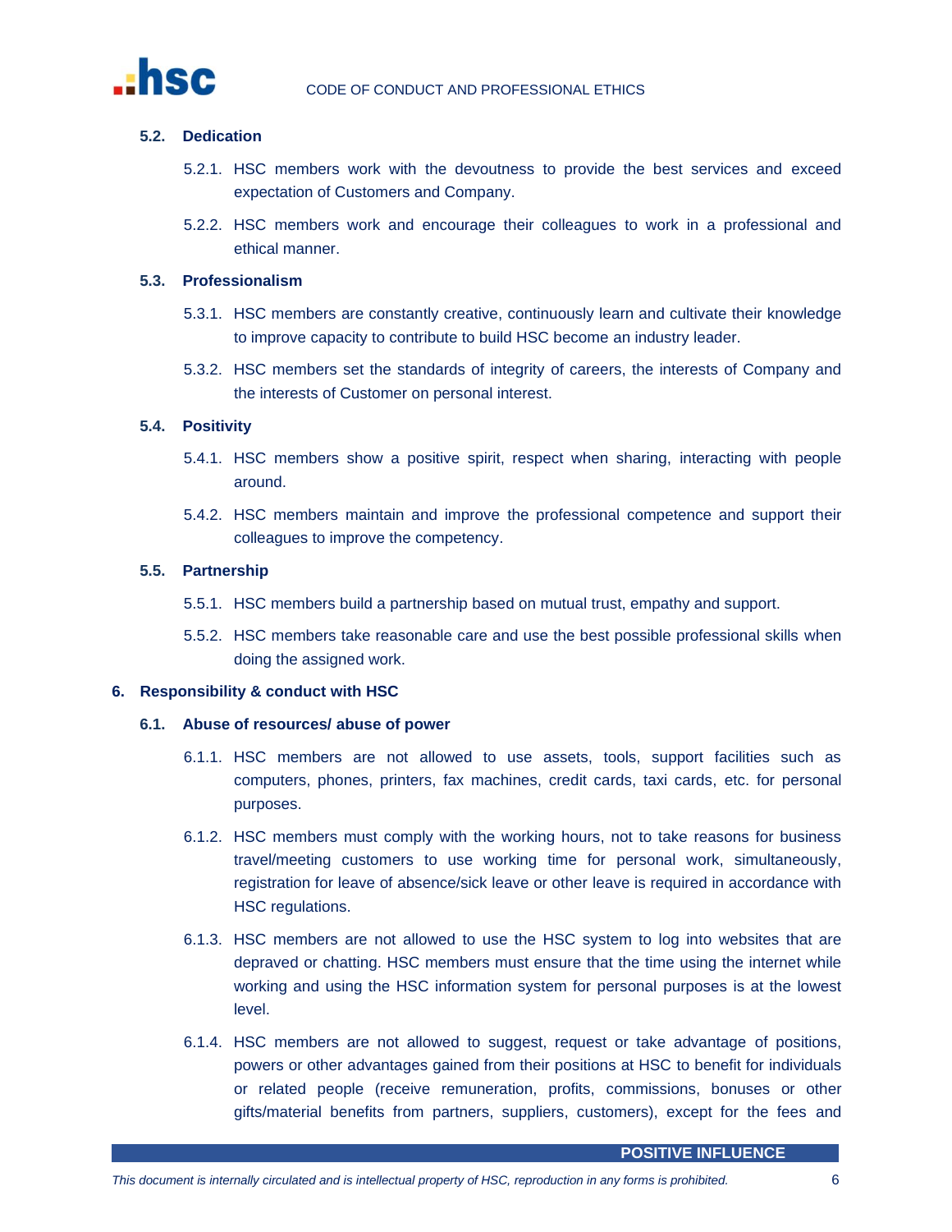### 5.2. Dedication

5.2.1. HSC members work with the devoutness to provide the best services and exceed expectation of Customers and Company.

5.2.2. HSC members work and encourage their colleagues to work in a professional and ethical manner.

### 5.3. Professionalism

5.3.1. HSC members are constantly creative, continuously learn and cultivate their knowledge to improve capacity to contribute to build HSC become an industry leader.

5.3.2. HSC members set the standards of integrity of careers, the interests of Company and the interests of Customer on personal interest.

### 5.4. Positivity

5.4.1. HSC members show a positive spirit, respect when sharing, interacting with people around.

5.4.2. HSC members maintain and improve the professional competence and support their colleagues to improve the competency.

### 5.5. Partnership

5.5.1. HSC members build a partnership based on mutual trust, empathy and support.

5.5.2. HSC members take reasonable care and use the best possible professional skills when doing the assigned work.

## 6. Responsibility & conduct with HSC

### 6.1. Abuse of resources/ abuse of power

6.1.1. HSC members are not allowed to use assets, tools, support facilities such as computers, phones, printers, fax machines, credit cards, taxi cards, etc. for personal purposes.

6.1.2. HSC members must comply with the working hours, not to take reasons for business travel/meeting customers to use working time for personal work, simultaneously, registration for leave of absence/sick leave or other leave is required in accordance with HSC regulations.

6.1.3. HSC members are not allowed to use the HSC system to log into websites that are depraved or chatting. HSC members must ensure that the time using the internet while working and using the HSC information system for personal purposes is at the lowest level.

6.1.4. HSC members are not allowed to suggest, request or take advantage of positions, powers or other advantages gained from their positions at HSC to benefit for individuals or related people (receive remuneration, profits, commissions, bonuses or other gifts/material benefits from partners, suppliers, customers), except for the fees and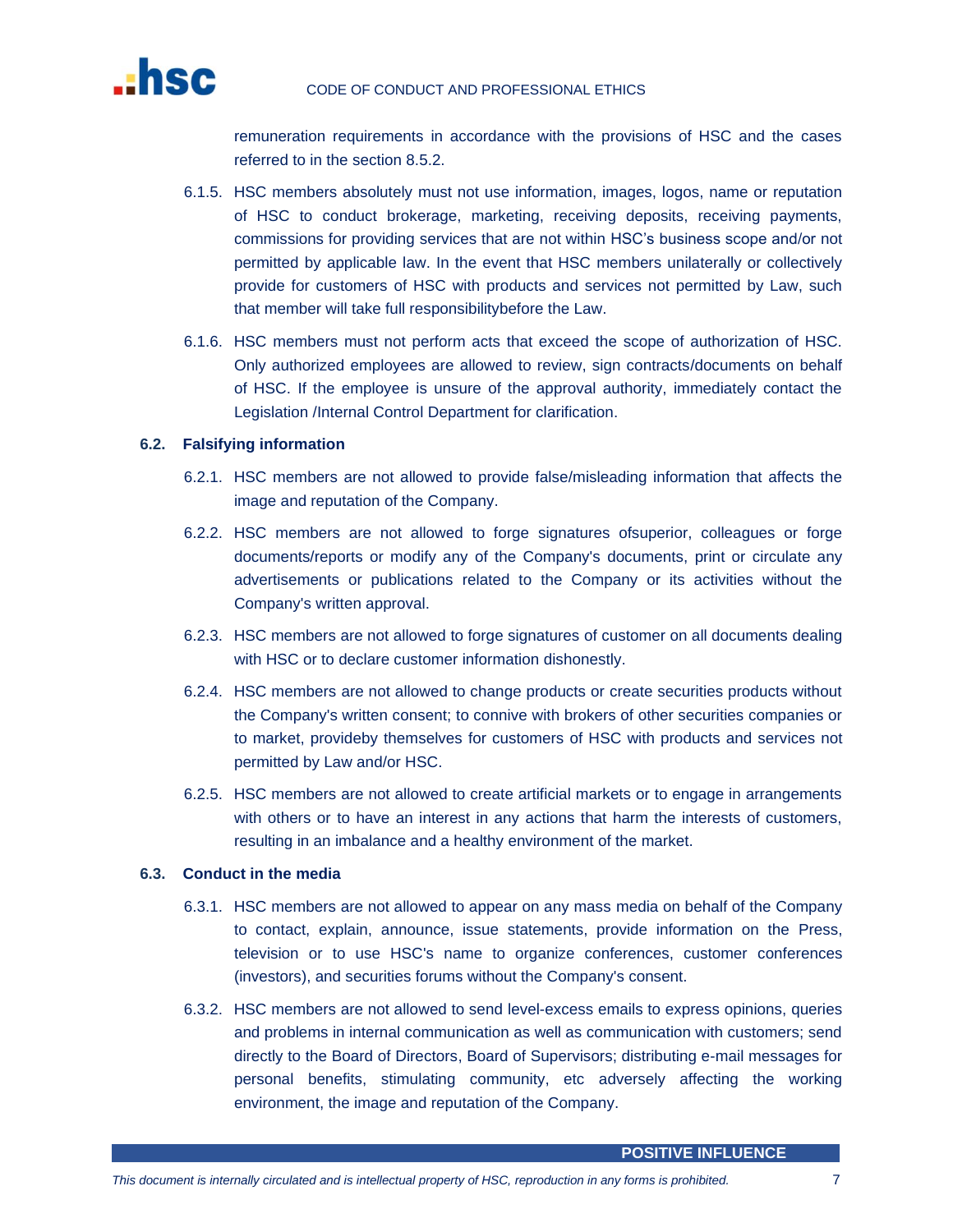remuneration requirements in accordance with the provisions of HSC and the cases referred to in the section 8.5.2.

6.1.5. HSC members absolutely must not use information, images, logos, name or reputation of HSC to conduct brokerage, marketing, receiving deposits, receiving payments, commissions for providing services that are not within HSC's business scope and/or not permitted by applicable law. In the event that HSC members unilaterally or collectively provide for customers of HSC with products and services not permitted by Law, such that member will take full responsibilitybefore the Law.

6.1.6. HSC members must not perform acts that exceed the scope of authorization of HSC. Only authorized employees are allowed to review, sign contracts/documents on behalf of HSC. If the employee is unsure of the approval authority, immediately contact the Legislation /Internal Control Department for clarification.

### 6.2. Falsifying information

6.2.1. HSC members are not allowed to provide false/misleading information that affects the image and reputation of the Company.

6.2.2. HSC members are not allowed to forge signatures ofsuperior, colleagues or forge documents/reports or modify any of the Company's documents, print or circulate any advertisements or publications related to the Company or its activities without the Company's written approval.

6.2.3. HSC members are not allowed to forge signatures of customer on all documents dealing with HSC or to declare customer information dishonestly.

6.2.4. HSC members are not allowed to change products or create securities products without the Company's written consent; to connive with brokers of other securities companies or to market, provideby themselves for customers of HSC with products and services not permitted by Law and/or HSC.

6.2.5. HSC members are not allowed to create artificial markets or to engage in arrangements with others or to have an interest in any actions that harm the interests of customers, resulting in an imbalance and a healthy environment of the market.

### 6.3. Conduct in the media

6.3.1. HSC members are not allowed to appear on any mass media on behalf of the Company to contact, explain, announce, issue statements, provide information on the Press, television or to use HSC's name to organize conferences, customer conferences (investors), and securities forums without the Company's consent.

6.3.2. HSC members are not allowed to send level-excess emails to express opinions, queries and problems in internal communication as well as communication with customers; send directly to the Board of Directors, Board of Supervisors; distributing e-mail messages for personal benefits, stimulating community, etc adversely affecting the working environment, the image and reputation of the Company.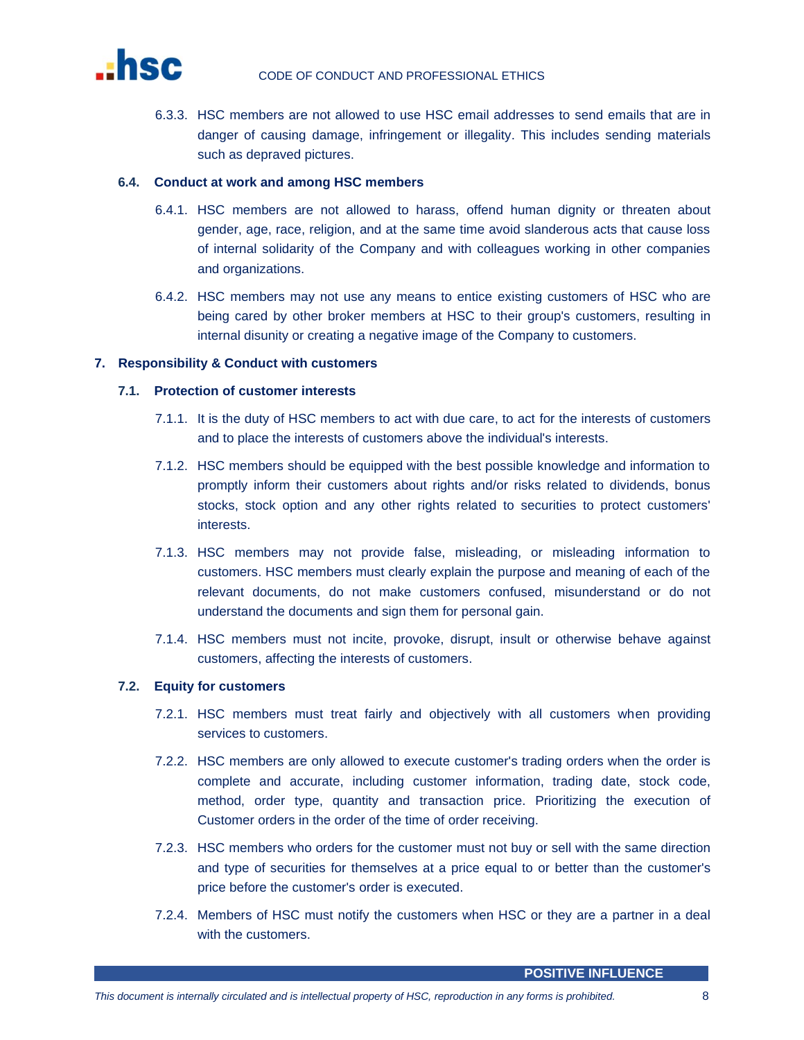6.3.3. HSC members are not allowed to use HSC email addresses to send emails that are in danger of causing damage, infringement or illegality. This includes sending materials such as depraved pictures.

### 6.4. Conduct at work and among HSC members

6.4.1. HSC members are not allowed to harass, offend human dignity or threaten about gender, age, race, religion, and at the same time avoid slanderous acts that cause loss of internal solidarity of the Company and with colleagues working in other companies and organizations.

6.4.2. HSC members may not use any means to entice existing customers of HSC who are being cared by other broker members at HSC to their group's customers, resulting in internal disunity or creating a negative image of the Company to customers.

## 7. Responsibility & Conduct with customers

### 7.1. Protection of customer interests

7.1.1. It is the duty of HSC members to act with due care, to act for the interests of customers and to place the interests of customers above the individual's interests.

7.1.2. HSC members should be equipped with the best possible knowledge and information to promptly inform their customers about rights and/or risks related to dividends, bonus stocks, stock option and any other rights related to securities to protect customers' interests.

7.1.3. HSC members may not provide false, misleading, or misleading information to customers. HSC members must clearly explain the purpose and meaning of each of the relevant documents, do not make customers confused, misunderstand or do not understand the documents and sign them for personal gain.

7.1.4. HSC members must not incite, provoke, disrupt, insult or otherwise behave against customers, affecting the interests of customers.

### 7.2. Equity for customers

7.2.1. HSC members must treat fairly and objectively with all customers when providing services to customers.

7.2.2. HSC members are only allowed to execute customer's trading orders when the order is complete and accurate, including customer information, trading date, stock code, method, order type, quantity and transaction price. Prioritizing the execution of Customer orders in the order of the time of order receiving.

7.2.3. HSC members who orders for the customer must not buy or sell with the same direction and type of securities for themselves at a price equal to or better than the customer's price before the customer's order is executed.

7.2.4. Members of HSC must notify the customers when HSC or they are a partner in a deal with the customers.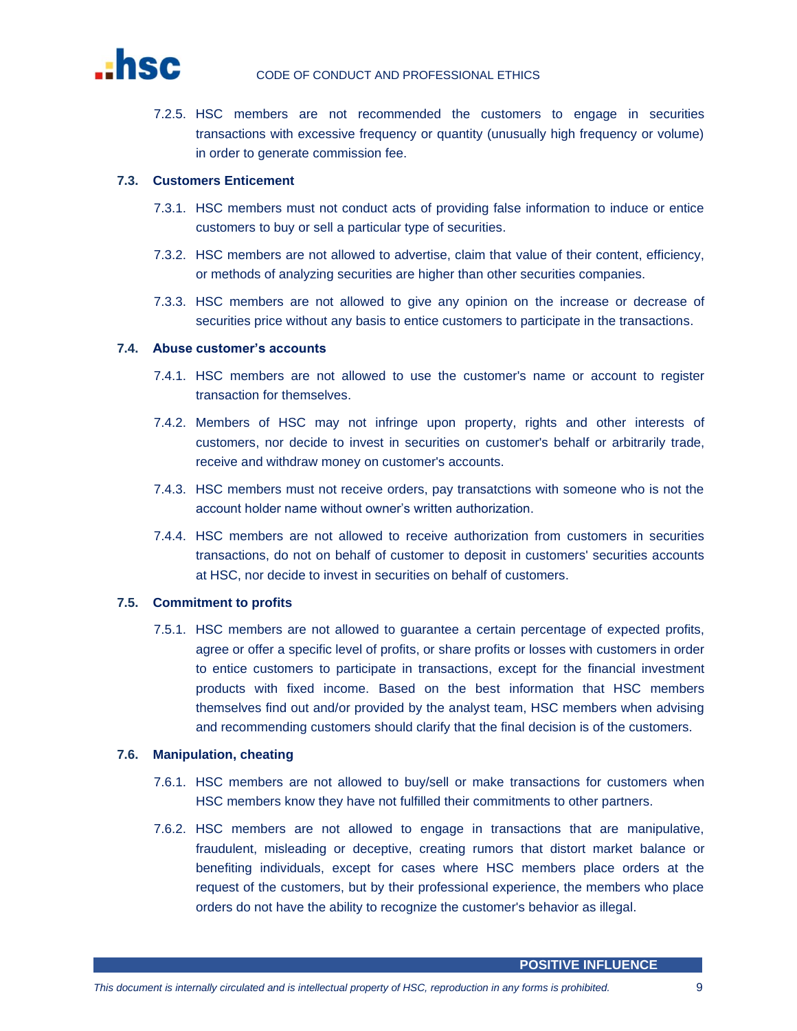7.2.5. HSC members are not recommended the customers to engage in securities transactions with excessive frequency or quantity (unusually high frequency or volume) in order to generate commission fee.

### 7.3. Customers Enticement

7.3.1. HSC members must not conduct acts of providing false information to induce or entice customers to buy or sell a particular type of securities.

7.3.2. HSC members are not allowed to advertise, claim that value of their content, efficiency, or methods of analyzing securities are higher than other securities companies.

7.3.3. HSC members are not allowed to give any opinion on the increase or decrease of securities price without any basis to entice customers to participate in the transactions.

### 7.4. Abuse customer's accounts

7.4.1. HSC members are not allowed to use the customer's name or account to register transaction for themselves.

7.4.2. Members of HSC may not infringe upon property, rights and other interests of customers, nor decide to invest in securities on customer's behalf or arbitrarily trade, receive and withdraw money on customer's accounts.

7.4.3. HSC members must not receive orders, pay transatctions with someone who is not the account holder name without owner's written authorization.

7.4.4. HSC members are not allowed to receive authorization from customers in securities transactions, do not on behalf of customer to deposit in customers' securities accounts at HSC, nor decide to invest in securities on behalf of customers.

### 7.5. Commitment to profits

7.5.1. HSC members are not allowed to guarantee a certain percentage of expected profits, agree or offer a specific level of profits, or share profits or losses with customers in order to entice customers to participate in transactions, except for the financial investment products with fixed income. Based on the best information that HSC members themselves find out and/or provided by the analyst team, HSC members when advising and recommending customers should clarify that the final decision is of the customers.

### 7.6. Manipulation, cheating

7.6.1. HSC members are not allowed to buy/sell or make transactions for customers when HSC members know they have not fulfilled their commitments to other partners.

7.6.2. HSC members are not allowed to engage in transactions that are manipulative, fraudulent, misleading or deceptive, creating rumors that distort market balance or benefiting individuals, except for cases where HSC members place orders at the request of the customers, but by their professional experience, the members who place orders do not have the ability to recognize the customer's behavior as illegal.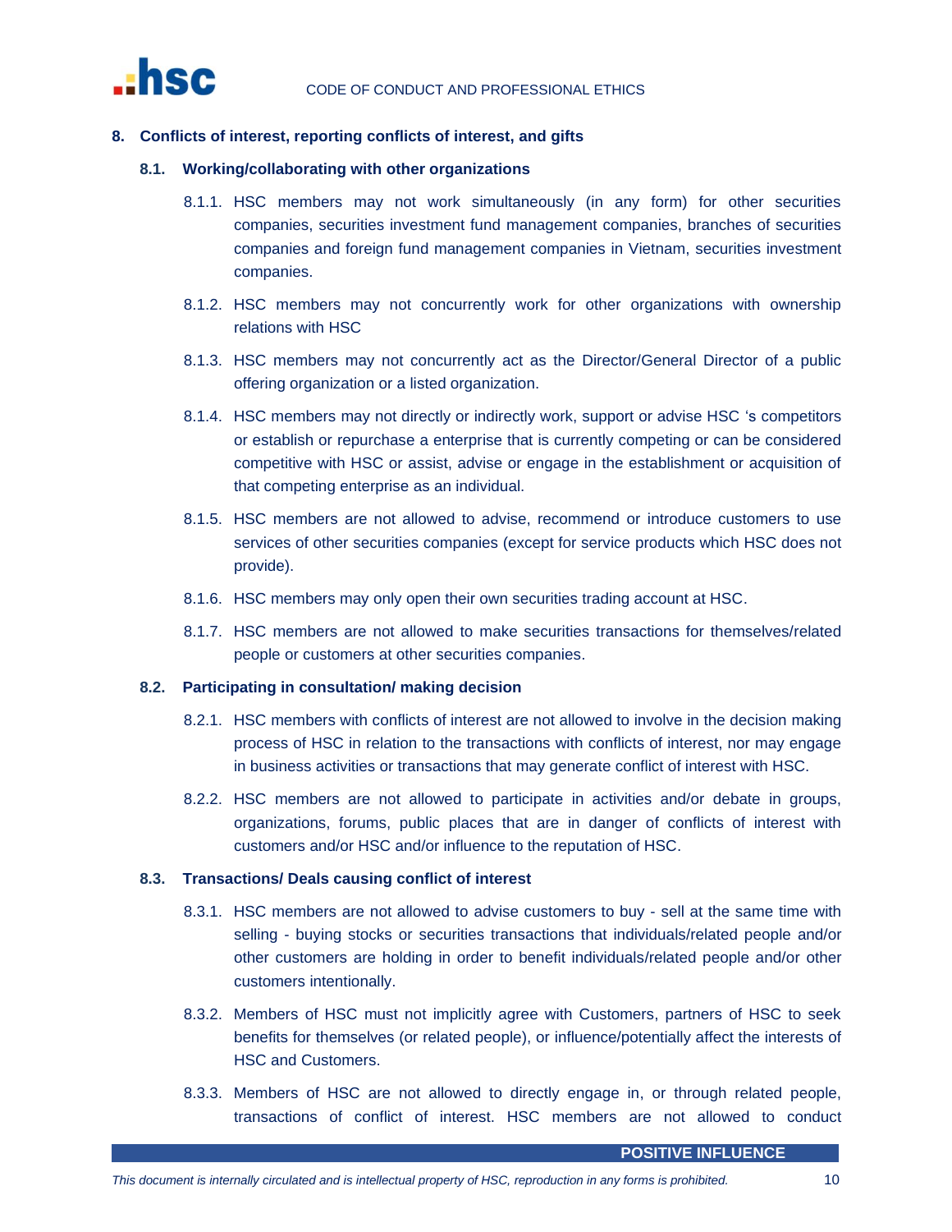## 8. Conflicts of interest, reporting conflicts of interest, and gifts

### 8.1. Working/collaborating with other organizations

8.1.1. HSC members may not work simultaneously (in any form) for other securities companies, securities investment fund management companies, branches of securities companies and foreign fund management companies in Vietnam, securities investment companies.

8.1.2. HSC members may not concurrently work for other organizations with ownership relations with HSC

8.1.3. HSC members may not concurrently act as the Director/General Director of a public offering organization or a listed organization.

8.1.4. HSC members may not directly or indirectly work, support or advise HSC 's competitors or establish or repurchase a enterprise that is currently competing or can be considered competitive with HSC or assist, advise or engage in the establishment or acquisition of that competing enterprise as an individual.

8.1.5. HSC members are not allowed to advise, recommend or introduce customers to use services of other securities companies (except for service products which HSC does not provide).

8.1.6. HSC members may only open their own securities trading account at HSC.

8.1.7. HSC members are not allowed to make securities transactions for themselves/related people or customers at other securities companies.

### 8.2. Participating in consultation/ making decision

8.2.1. HSC members with conflicts of interest are not allowed to involve in the decision making process of HSC in relation to the transactions with conflicts of interest, nor may engage in business activities or transactions that may generate conflict of interest with HSC.

8.2.2. HSC members are not allowed to participate in activities and/or debate in groups, organizations, forums, public places that are in danger of conflicts of interest with customers and/or HSC and/or influence to the reputation of HSC.

### 8.3. Transactions/ Deals causing conflict of interest

8.3.1. HSC members are not allowed to advise customers to buy - sell at the same time with selling - buying stocks or securities transactions that individuals/related people and/or other customers are holding in order to benefit individuals/related people and/or other customers intentionally.

8.3.2. Members of HSC must not implicitly agree with Customers, partners of HSC to seek benefits for themselves (or related people), or influence/potentially affect the interests of HSC and Customers.

8.3.3. Members of HSC are not allowed to directly engage in, or through related people, transactions of conflict of interest. HSC members are not allowed to conduct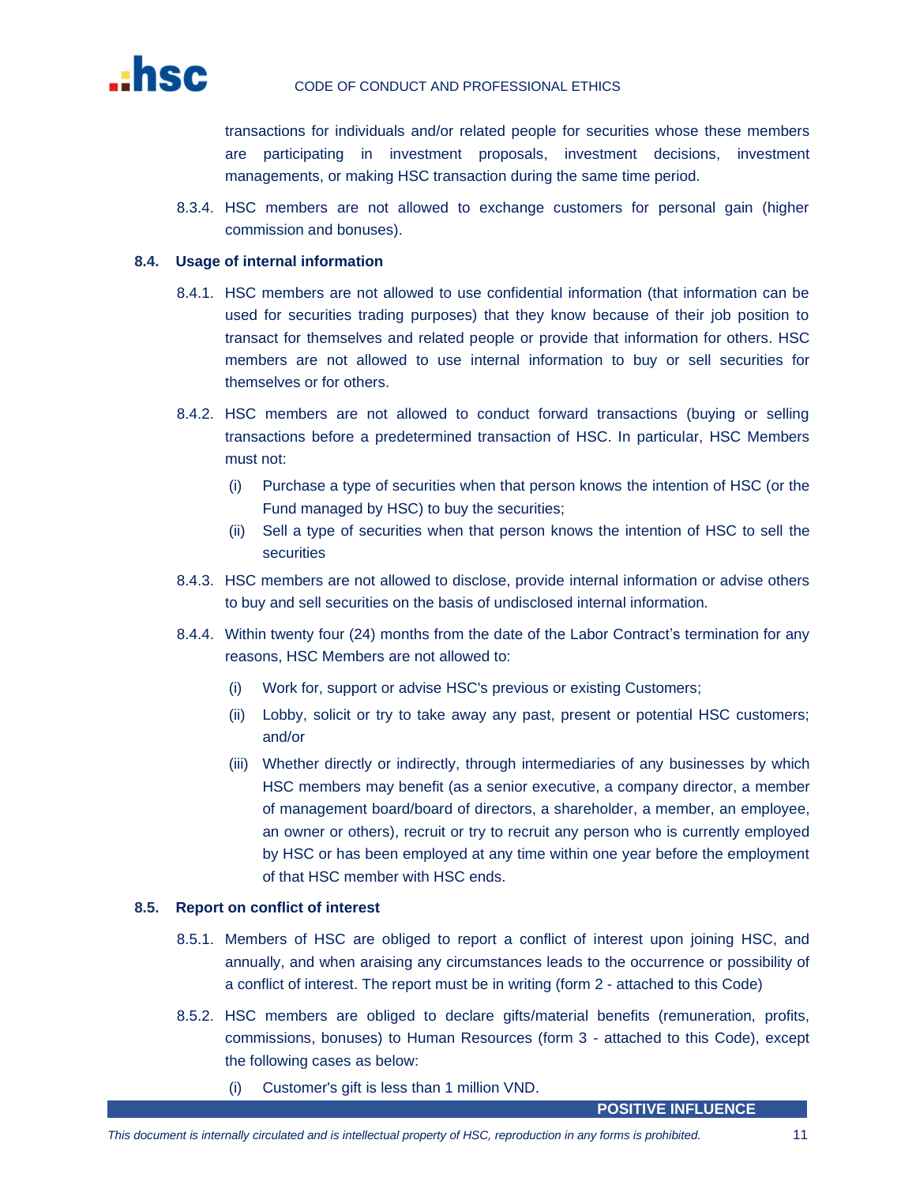transactions for individuals and/or related people for securities whose these members are participating in investment proposals, investment decisions, investment managements, or making HSC transaction during the same time period.

8.3.4. HSC members are not allowed to exchange customers for personal gain (higher commission and bonuses).

### 8.4. Usage of internal information

8.4.1. HSC members are not allowed to use confidential information (that information can be used for securities trading purposes) that they know because of their job position to transact for themselves and related people or provide that information for others. HSC members are not allowed to use internal information to buy or sell securities for themselves or for others.

8.4.2. HSC members are not allowed to conduct forward transactions (buying or selling transactions before a predetermined transaction of HSC. In particular, HSC Members must not:

- (i) Purchase a type of securities when that person knows the intention of HSC (or the Fund managed by HSC) to buy the securities;
- (ii) Sell a type of securities when that person knows the intention of HSC to sell the securities

8.4.3. HSC members are not allowed to disclose, provide internal information or advise others to buy and sell securities on the basis of undisclosed internal information.

8.4.4. Within twenty four (24) months from the date of the Labor Contract's termination for any reasons, HSC Members are not allowed to:

- (i) Work for, support or advise HSC's previous or existing Customers;
- (ii) Lobby, solicit or try to take away any past, present or potential HSC customers; and/or
- (iii) Whether directly or indirectly, through intermediaries of any businesses by which HSC members may benefit (as a senior executive, a company director, a member of management board/board of directors, a shareholder, a member, an employee, an owner or others), recruit or try to recruit any person who is currently employed by HSC or has been employed at any time within one year before the employment of that HSC member with HSC ends.

### 8.5. Report on conflict of interest

8.5.1. Members of HSC are obliged to report a conflict of interest upon joining HSC, and annually, and when araising any circumstances leads to the occurrence or possibility of a conflict of interest. The report must be in writing (form 2 - attached to this Code)

8.5.2. HSC members are obliged to declare gifts/material benefits (remuneration, profits, commissions, bonuses) to Human Resources (form 3 - attached to this Code), except the following cases as below:

- (i) Customer's gift is less than 1 million VND.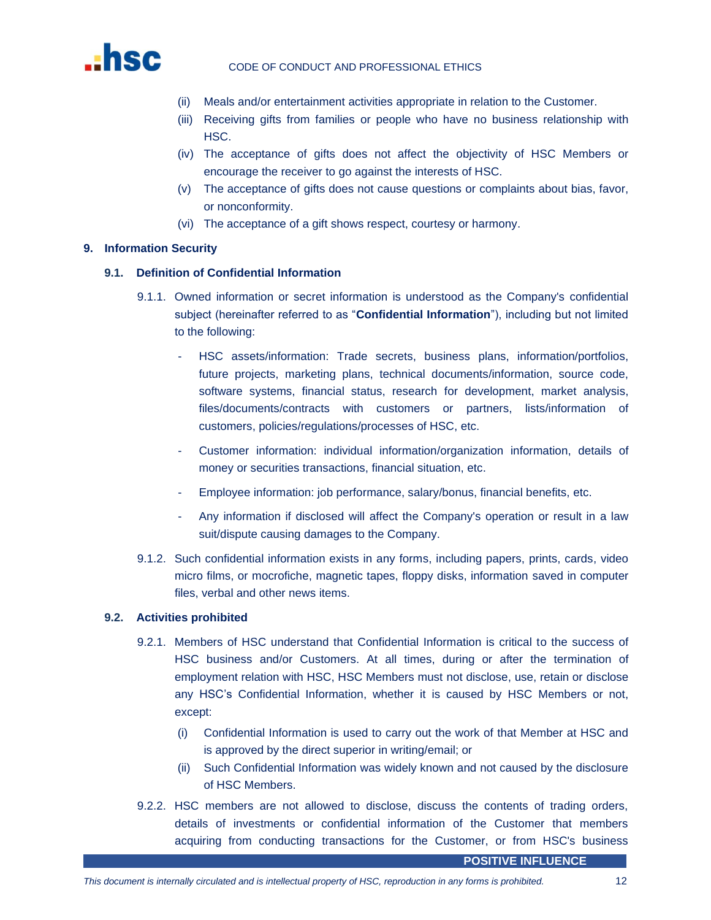(ii) Meals and/or entertainment activities appropriate in relation to the Customer.

(iii) Receiving gifts from families or people who have no business relationship with HSC.

(iv) The acceptance of gifts does not affect the objectivity of HSC Members or encourage the receiver to go against the interests of HSC.

(v) The acceptance of gifts does not cause questions or complaints about bias, favor, or nonconformity.

(vi) The acceptance of a gift shows respect, courtesy or harmony.

## 9. Information Security

### 9.1. Definition of Confidential Information

9.1.1. Owned information or secret information is understood as the Company's confidential subject (hereinafter referred to as "**Confidential Information**"), including but not limited to the following:

- HSC assets/information: Trade secrets, business plans, information/portfolios, future projects, marketing plans, technical documents/information, source code, software systems, financial status, research for development, market analysis, files/documents/contracts with customers or partners, lists/information of customers, policies/regulations/processes of HSC, etc.
- Customer information: individual information/organization information, details of money or securities transactions, financial situation, etc.
- Employee information: job performance, salary/bonus, financial benefits, etc.
- Any information if disclosed will affect the Company's operation or result in a law suit/dispute causing damages to the Company.

9.1.2. Such confidential information exists in any forms, including papers, prints, cards, video micro films, or mocrofiche, magnetic tapes, floppy disks, information saved in computer files, verbal and other news items.

### 9.2. Activities prohibited

9.2.1. Members of HSC understand that Confidential Information is critical to the success of HSC business and/or Customers. At all times, during or after the termination of employment relation with HSC, HSC Members must not disclose, use, retain or disclose any HSC's Confidential Information, whether it is caused by HSC Members or not, except:

(i) Confidential Information is used to carry out the work of that Member at HSC and is approved by the direct superior in writing/email; or

(ii) Such Confidential Information was widely known and not caused by the disclosure of HSC Members.

9.2.2. HSC members are not allowed to disclose, discuss the contents of trading orders, details of investments or confidential information of the Customer that members acquiring from conducting transactions for the Customer, or from HSC's business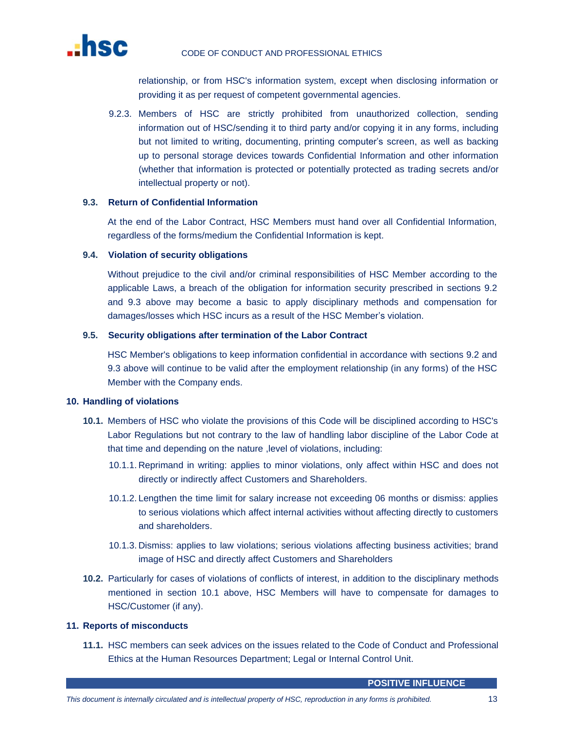relationship, or from HSC's information system, except when disclosing information or providing it as per request of competent governmental agencies.

9.2.3. Members of HSC are strictly prohibited from unauthorized collection, sending information out of HSC/sending it to third party and/or copying it in any forms, including but not limited to writing, documenting, printing computer's screen, as well as backing up to personal storage devices towards Confidential Information and other information (whether that information is protected or potentially protected as trading secrets and/or intellectual property or not).

### 9.3. Return of Confidential Information

At the end of the Labor Contract, HSC Members must hand over all Confidential Information, regardless of the forms/medium the Confidential Information is kept.

### 9.4. Violation of security obligations

Without prejudice to the civil and/or criminal responsibilities of HSC Member according to the applicable Laws, a breach of the obligation for information security prescribed in sections 9.2 and 9.3 above may become a basic to apply disciplinary methods and compensation for damages/losses which HSC incurs as a result of the HSC Member's violation.

### 9.5. Security obligations after termination of the Labor Contract

HSC Member's obligations to keep information confidential in accordance with sections 9.2 and 9.3 above will continue to be valid after the employment relationship (in any forms) of the HSC Member with the Company ends.

## 10. Handling of violations

**10.1.** Members of HSC who violate the provisions of this Code will be disciplined according to HSC's Labor Regulations but not contrary to the law of handling labor discipline of the Labor Code at that time and depending on the nature ,level of violations, including:

10.1.1. Reprimand in writing: applies to minor violations, only affect within HSC and does not directly or indirectly affect Customers and Shareholders.

10.1.2. Lengthen the time limit for salary increase not exceeding 06 months or dismiss: applies to serious violations which affect internal activities without affecting directly to customers and shareholders.

10.1.3. Dismiss: applies to law violations; serious violations affecting business activities; brand image of HSC and directly affect Customers and Shareholders

**10.2.** Particularly for cases of violations of conflicts of interest, in addition to the disciplinary methods mentioned in section 10.1 above, HSC Members will have to compensate for damages to HSC/Customer (if any).

## 11. Reports of misconducts

**11.1.** HSC members can seek advices on the issues related to the Code of Conduct and Professional Ethics at the Human Resources Department; Legal or Internal Control Unit.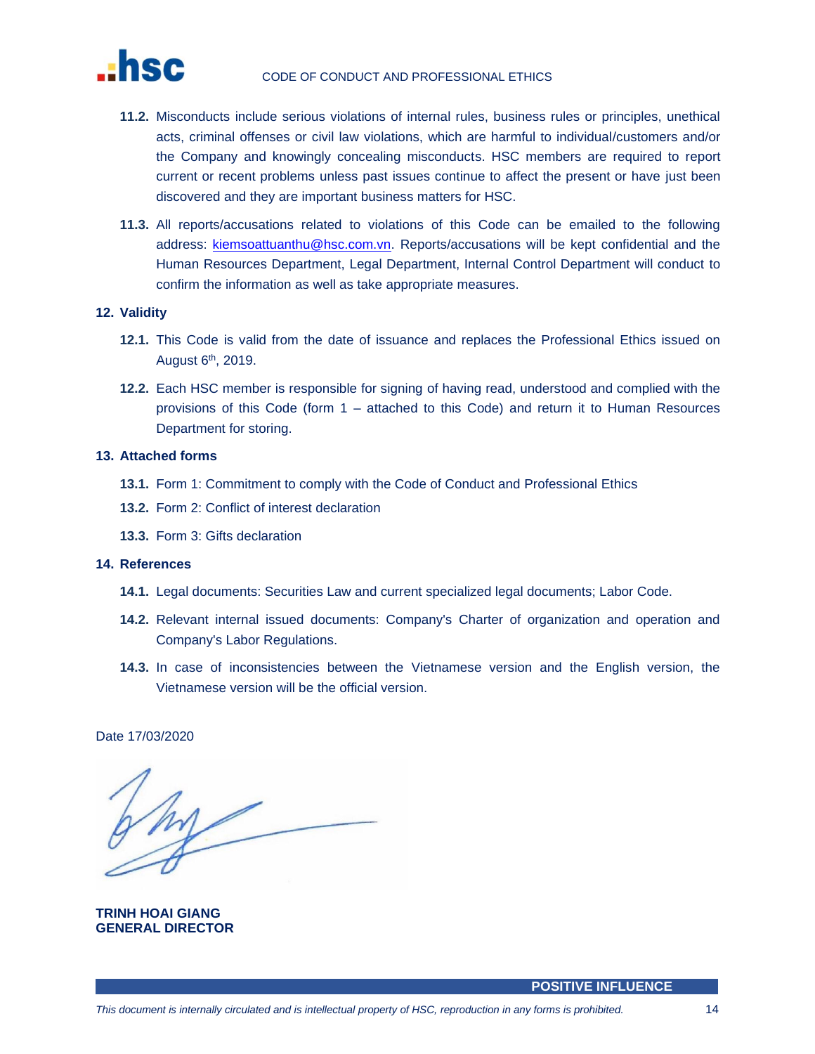**11.2.** Misconducts include serious violations of internal rules, business rules or principles, unethical acts, criminal offenses or civil law violations, which are harmful to individual/customers and/or the Company and knowingly concealing misconducts. HSC members are required to report current or recent problems unless past issues continue to affect the present or have just been discovered and they are important business matters for HSC.

**11.3.** All reports/accusations related to violations of this Code can be emailed to the following address: kiemsoattuanthu@hsc.com.vn. Reports/accusations will be kept confidential and the Human Resources Department, Legal Department, Internal Control Department will conduct to confirm the information as well as take appropriate measures.

## 12. Validity

**12.1.** This Code is valid from the date of issuance and replaces the Professional Ethics issued on August 6th, 2019.

**12.2.** Each HSC member is responsible for signing of having read, understood and complied with the provisions of this Code (form 1 – attached to this Code) and return it to Human Resources Department for storing.

## 13. Attached forms

**13.1.** Form 1: Commitment to comply with the Code of Conduct and Professional Ethics

**13.2.** Form 2: Conflict of interest declaration

**13.3.** Form 3: Gifts declaration

## 14. References

**14.1.** Legal documents: Securities Law and current specialized legal documents; Labor Code.

**14.2.** Relevant internal issued documents: Company's Charter of organization and operation and Company's Labor Regulations.

**14.3.** In case of inconsistencies between the Vietnamese version and the English version, the Vietnamese version will be the official version.

Date 17/03/2020

**TRINH HOAI GIANG**
**GENERAL DIRECTOR**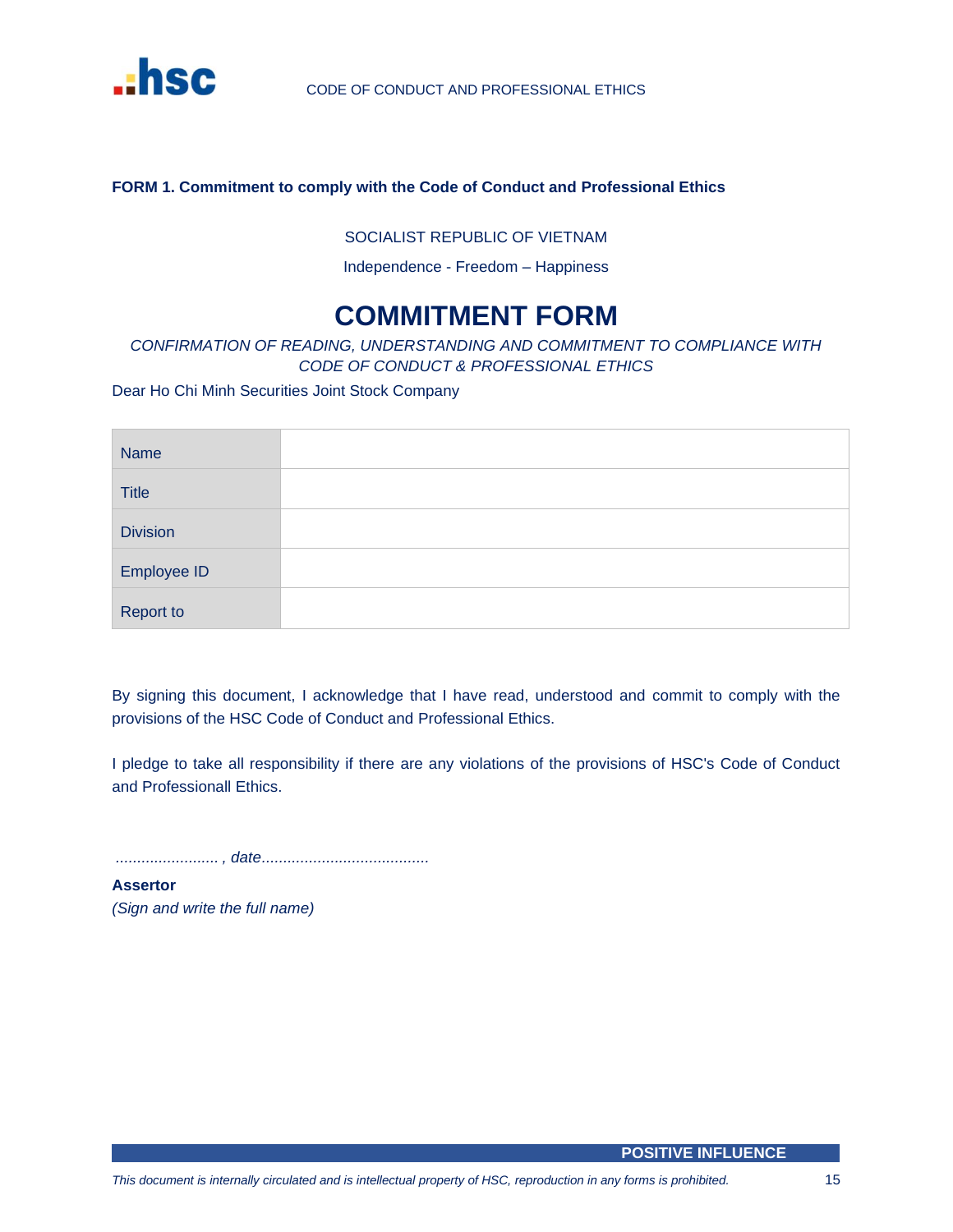**FORM 1. Commitment to comply with the Code of Conduct and Professional Ethics**

SOCIALIST REPUBLIC OF VIETNAM

Independence - Freedom – Happiness

# COMMITMENT FORM

*CONFIRMATION OF READING, UNDERSTANDING AND COMMITMENT TO COMPLIANCE WITH CODE OF CONDUCT & PROFESSIONAL ETHICS*

Dear Ho Chi Minh Securities Joint Stock Company

| Name | |
|---|---|
| Title | |
| Division | |
| Employee ID | |
| Report to | |

By signing this document, I acknowledge that I have read, understood and commit to comply with the provisions of the HSC Code of Conduct and Professional Ethics.

I pledge to take all responsibility if there are any violations of the provisions of HSC's Code of Conduct and Professionall Ethics.

*........................ , date.......................................*

**Assertor**

*(Sign and write the full name)*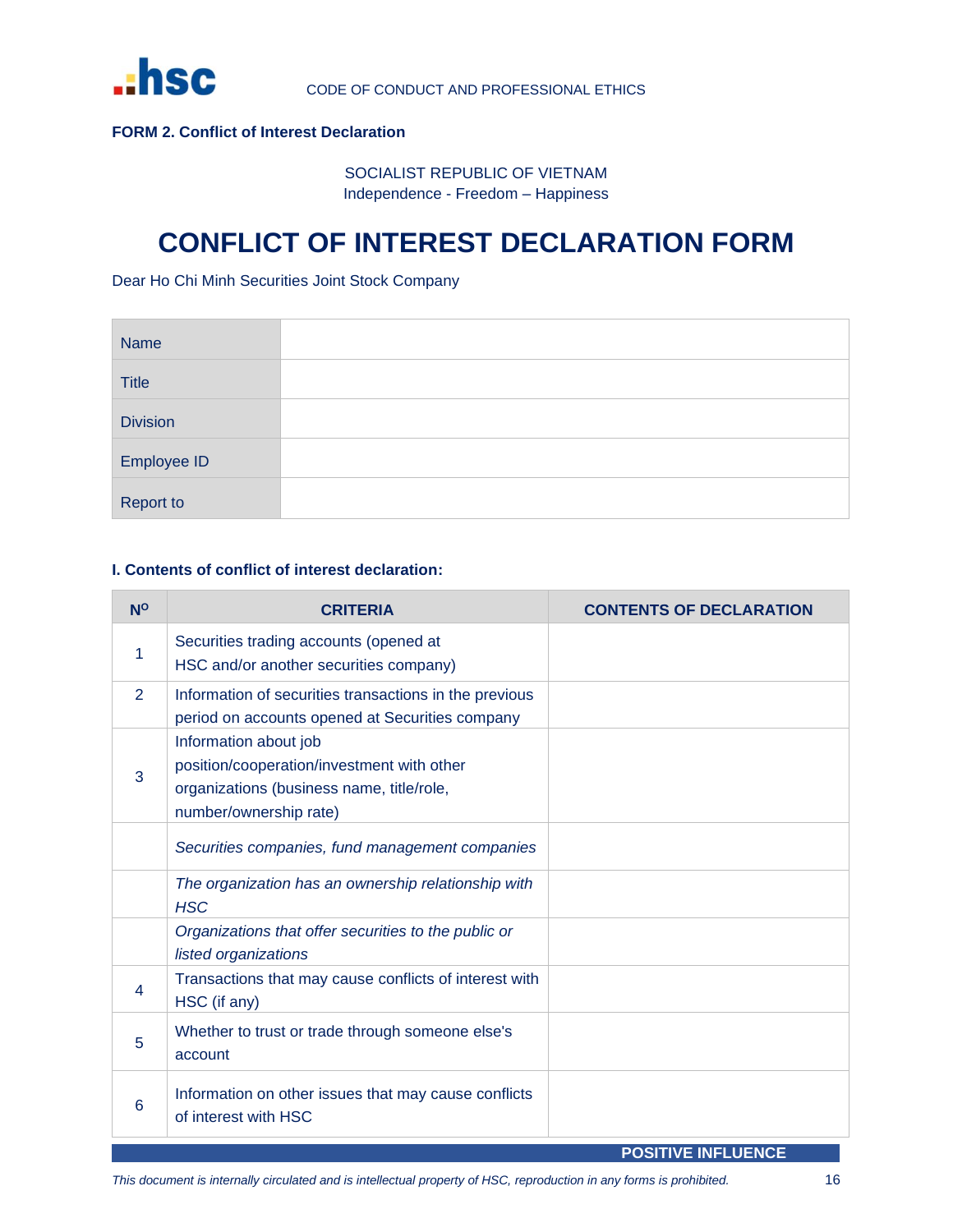**FORM 2. Conflict of Interest Declaration**

SOCIALIST REPUBLIC OF VIETNAM
Independence - Freedom – Happiness

# CONFLICT OF INTEREST DECLARATION FORM

Dear Ho Chi Minh Securities Joint Stock Company

| | |
|---|---|
| Name | |
| Title | |
| Division | |
| Employee ID | |
| Report to | |

**I. Contents of conflict of interest declaration:**

| Nº | CRITERIA | CONTENTS OF DECLARATION |
|---|---|---|
| 1 | Securities trading accounts (opened at HSC and/or another securities company) | |
| 2 | Information of securities transactions in the previous period on accounts opened at Securities company | |
| 3 | Information about job position/cooperation/investment with other organizations (business name, title/role, number/ownership rate) | |
| | *Securities companies, fund management companies* | |
| | *The organization has an ownership relationship with HSC* | |
| | *Organizations that offer securities to the public or listed organizations* | |
| 4 | Transactions that may cause conflicts of interest with HSC (if any) | |
| 5 | Whether to trust or trade through someone else's account | |
| 6 | Information on other issues that may cause conflicts of interest with HSC | |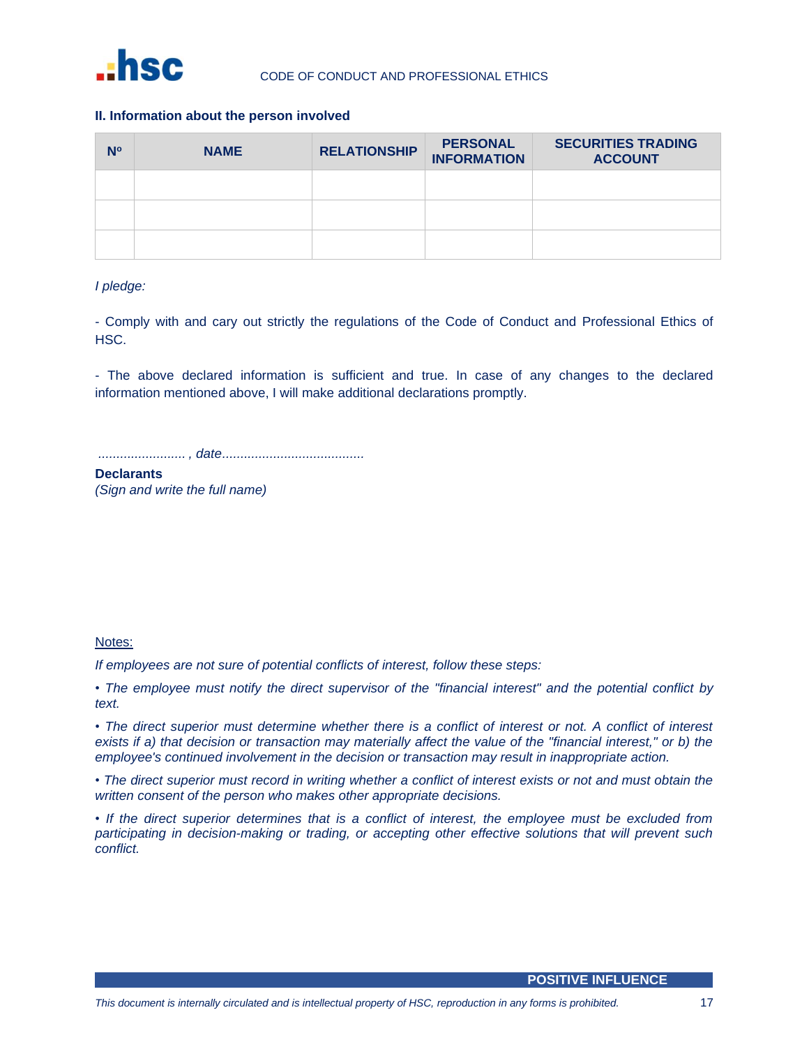**II. Information about the person involved**

| Nº | NAME | RELATIONSHIP | PERSONAL INFORMATION | SECURITIES TRADING ACCOUNT |
|---|---|---|---|---|
| | | | | |
| | | | | |
| | | | | |

*I pledge:*

- Comply with and cary out strictly the regulations of the Code of Conduct and Professional Ethics of HSC.

- The above declared information is sufficient and true. In case of any changes to the declared information mentioned above, I will make additional declarations promptly.

*........................ , date.......................................*

**Declarants**
*(Sign and write the full name)*

Notes:

*If employees are not sure of potential conflicts of interest, follow these steps:*

*• The employee must notify the direct supervisor of the "financial interest" and the potential conflict by text.*

*• The direct superior must determine whether there is a conflict of interest or not. A conflict of interest exists if a) that decision or transaction may materially affect the value of the "financial interest," or b) the employee's continued involvement in the decision or transaction may result in inappropriate action.*

*• The direct superior must record in writing whether a conflict of interest exists or not and must obtain the written consent of the person who makes other appropriate decisions.*

*• If the direct superior determines that is a conflict of interest, the employee must be excluded from participating in decision-making or trading, or accepting other effective solutions that will prevent such conflict.*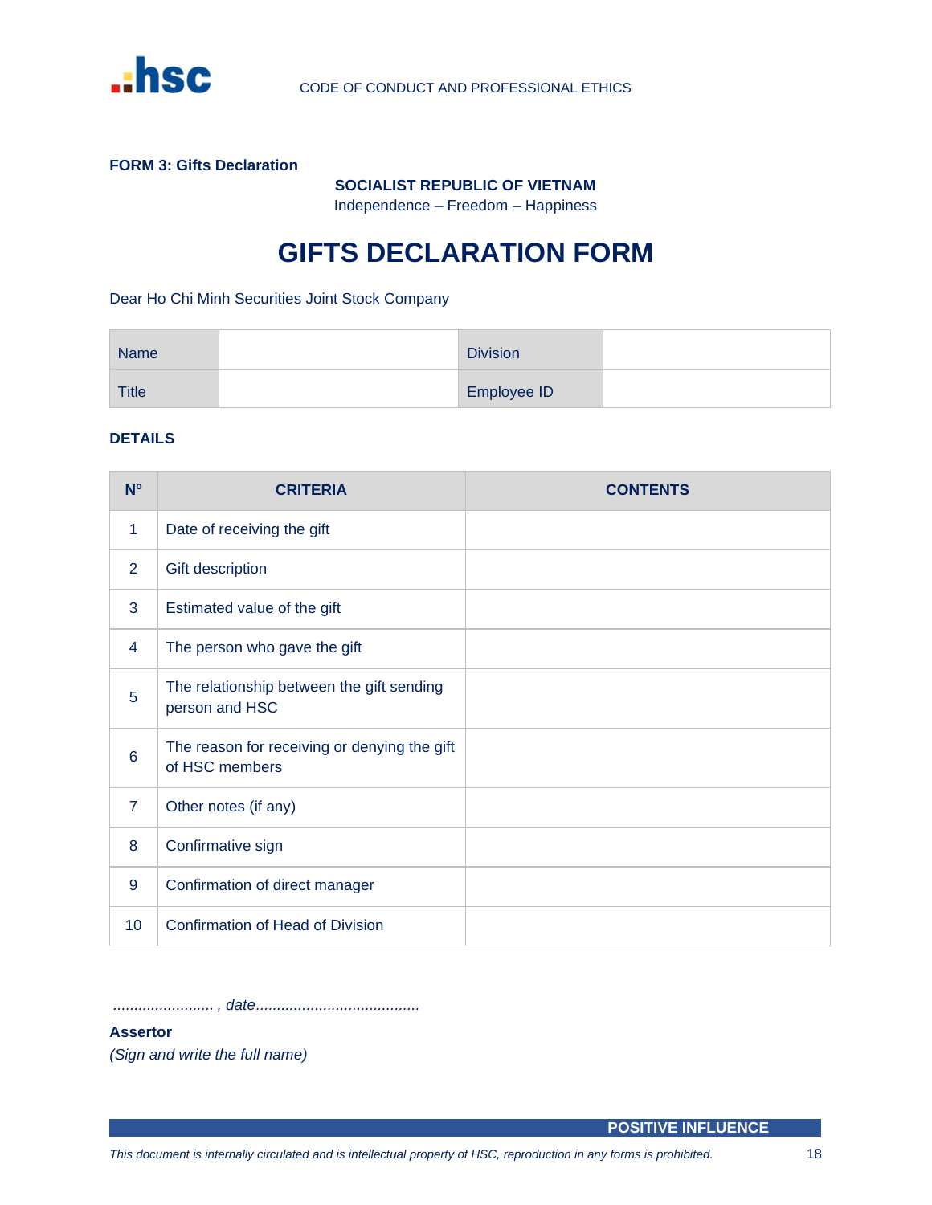**FORM 3: Gifts Declaration**

**SOCIALIST REPUBLIC OF VIETNAM**

Independence – Freedom – Happiness

# GIFTS DECLARATION FORM

Dear Ho Chi Minh Securities Joint Stock Company

| | | | |
|---|---|---|---|
| Name | | Division | |
| Title | | Employee ID | |

**DETAILS**

| Nº | CRITERIA | CONTENTS |
|---|---|---|
| 1 | Date of receiving the gift | |
| 2 | Gift description | |
| 3 | Estimated value of the gift | |
| 4 | The person who gave the gift | |
| 5 | The relationship between the gift sending person and HSC | |
| 6 | The reason for receiving or denying the gift of HSC members | |
| 7 | Other notes (if any) | |
| 8 | Confirmative sign | |
| 9 | Confirmation of direct manager | |
| 10 | Confirmation of Head of Division | |

*........................ , date.......................................*

**Assertor**

*(Sign and write the full name)*

**POSITIVE INFLUENCE**

*This document is internally circulated and is intellectual property of HSC, reproduction in any forms is prohibited.*